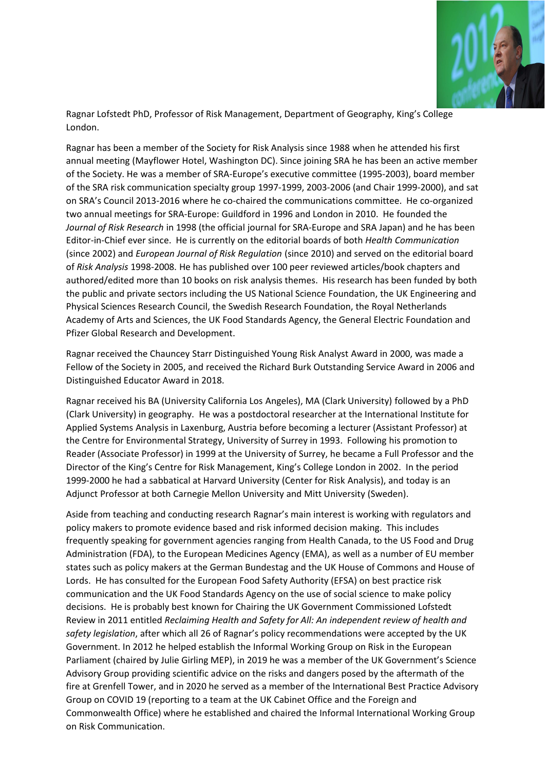Ragnar Lofstedt PhD, Professor of Risk Management, Department of Geography, King's College London.

Ragnar has been a member of the Society for Risk Analysis since 1988 when he attended his first annual meeting (Mayflower Hotel, Washington DC). Since joining SRA he has been an active member of the Society. He was a member of SRA-Europe's executive committee (1995-2003), board member of the SRA risk communication specialty group 1997-1999, 2003-2006 (and Chair 1999-2000), and sat on SRA's Council 2013-2016 where he co-chaired the communications committee. He co-organized two annual meetings for SRA-Europe: Guildford in 1996 and London in 2010. He founded the *Journal of Risk Research* in 1998 (the official journal for SRA-Europe and SRA Japan) and he has been Editor-in-Chief ever since. He is currently on the editorial boards of both *Health Communication* (since 2002) and *European Journal of Risk Regulation* (since 2010) and served on the editorial board of *Risk Analysis* 1998-2008. He has published over 100 peer reviewed articles/book chapters and authored/edited more than 10 books on risk analysis themes. His research has been funded by both the public and private sectors including the US National Science Foundation, the UK Engineering and Physical Sciences Research Council, the Swedish Research Foundation, the Royal Netherlands Academy of Arts and Sciences, the UK Food Standards Agency, the General Electric Foundation and Pfizer Global Research and Development.

Ragnar received the Chauncey Starr Distinguished Young Risk Analyst Award in 2000, was made a Fellow of the Society in 2005, and received the Richard Burk Outstanding Service Award in 2006 and Distinguished Educator Award in 2018.

Ragnar received his BA (University California Los Angeles), MA (Clark University) followed by a PhD (Clark University) in geography. He was a postdoctoral researcher at the International Institute for Applied Systems Analysis in Laxenburg, Austria before becoming a lecturer (Assistant Professor) at the Centre for Environmental Strategy, University of Surrey in 1993. Following his promotion to Reader (Associate Professor) in 1999 at the University of Surrey, he became a Full Professor and the Director of the King's Centre for Risk Management, King's College London in 2002. In the period 1999-2000 he had a sabbatical at Harvard University (Center for Risk Analysis), and today is an Adjunct Professor at both Carnegie Mellon University and Mitt University (Sweden).

Aside from teaching and conducting research Ragnar's main interest is working with regulators and policy makers to promote evidence based and risk informed decision making. This includes frequently speaking for government agencies ranging from Health Canada, to the US Food and Drug Administration (FDA), to the European Medicines Agency (EMA), as well as a number of EU member states such as policy makers at the German Bundestag and the UK House of Commons and House of Lords. He has consulted for the European Food Safety Authority (EFSA) on best practice risk communication and the UK Food Standards Agency on the use of social science to make policy decisions. He is probably best known for Chairing the UK Government Commissioned Lofstedt Review in 2011 entitled *Reclaiming Health and Safety for All: An independent review of health and safety legislation*, after which all 26 of Ragnar's policy recommendations were accepted by the UK Government. In 2012 he helped establish the Informal Working Group on Risk in the European Parliament (chaired by Julie Girling MEP), in 2019 he was a member of the UK Government's Science Advisory Group providing scientific advice on the risks and dangers posed by the aftermath of the fire at Grenfell Tower, and in 2020 he served as a member of the International Best Practice Advisory Group on COVID 19 (reporting to a team at the UK Cabinet Office and the Foreign and Commonwealth Office) where he established and chaired the Informal International Working Group on Risk Communication.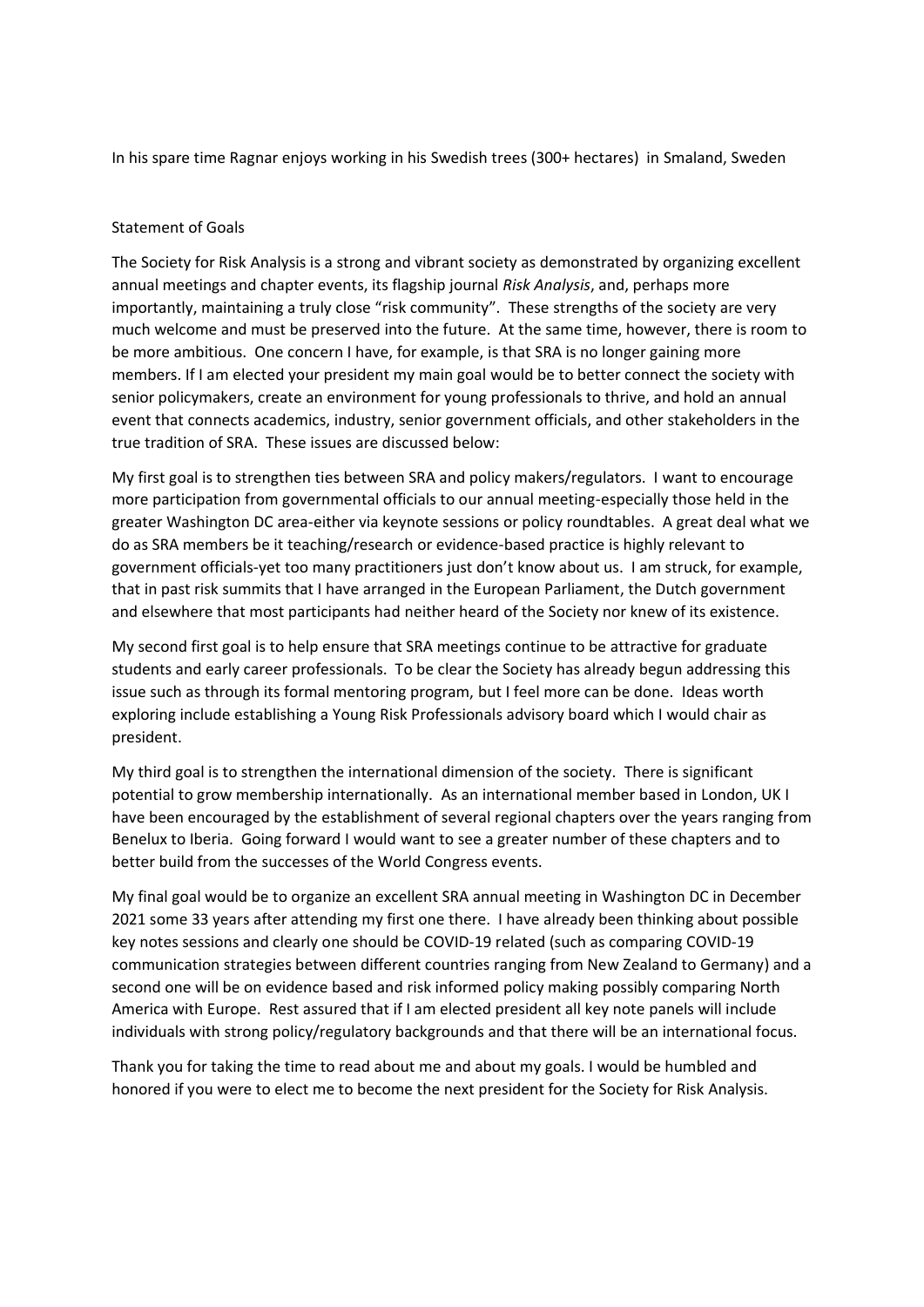In his spare time Ragnar enjoys working in his Swedish trees (300+ hectares) in Smaland, Sweden

Statement of Goals

The Society for Risk Analysis is a strong and vibrant society as demonstrated by organizing excellent annual meetings and chapter events, its flagship journal *Risk Analysis*, and, perhaps more importantly, maintaining a truly close "risk community". These strengths of the society are very much welcome and must be preserved into the future. At the same time, however, there is room to be more ambitious. One concern I have, for example, is that SRA is no longer gaining more members. If I am elected your president my main goal would be to better connect the society with senior policymakers, create an environment for young professionals to thrive, and hold an annual event that connects academics, industry, senior government officials, and other stakeholders in the true tradition of SRA. These issues are discussed below:

My first goal is to strengthen ties between SRA and policy makers/regulators. I want to encourage more participation from governmental officials to our annual meeting-especially those held in the greater Washington DC area-either via keynote sessions or policy roundtables. A great deal what we do as SRA members be it teaching/research or evidence-based practice is highly relevant to government officials-yet too many practitioners just don't know about us. I am struck, for example, that in past risk summits that I have arranged in the European Parliament, the Dutch government and elsewhere that most participants had neither heard of the Society nor knew of its existence.

My second first goal is to help ensure that SRA meetings continue to be attractive for graduate students and early career professionals. To be clear the Society has already begun addressing this issue such as through its formal mentoring program, but I feel more can be done. Ideas worth exploring include establishing a Young Risk Professionals advisory board which I would chair as president.

My third goal is to strengthen the international dimension of the society. There is significant potential to grow membership internationally. As an international member based in London, UK I have been encouraged by the establishment of several regional chapters over the years ranging from Benelux to Iberia. Going forward I would want to see a greater number of these chapters and to better build from the successes of the World Congress events.

My final goal would be to organize an excellent SRA annual meeting in Washington DC in December 2021 some 33 years after attending my first one there. I have already been thinking about possible key notes sessions and clearly one should be COVID-19 related (such as comparing COVID-19 communication strategies between different countries ranging from New Zealand to Germany) and a second one will be on evidence based and risk informed policy making possibly comparing North America with Europe. Rest assured that if I am elected president all key note panels will include individuals with strong policy/regulatory backgrounds and that there will be an international focus.

Thank you for taking the time to read about me and about my goals. I would be humbled and honored if you were to elect me to become the next president for the Society for Risk Analysis.